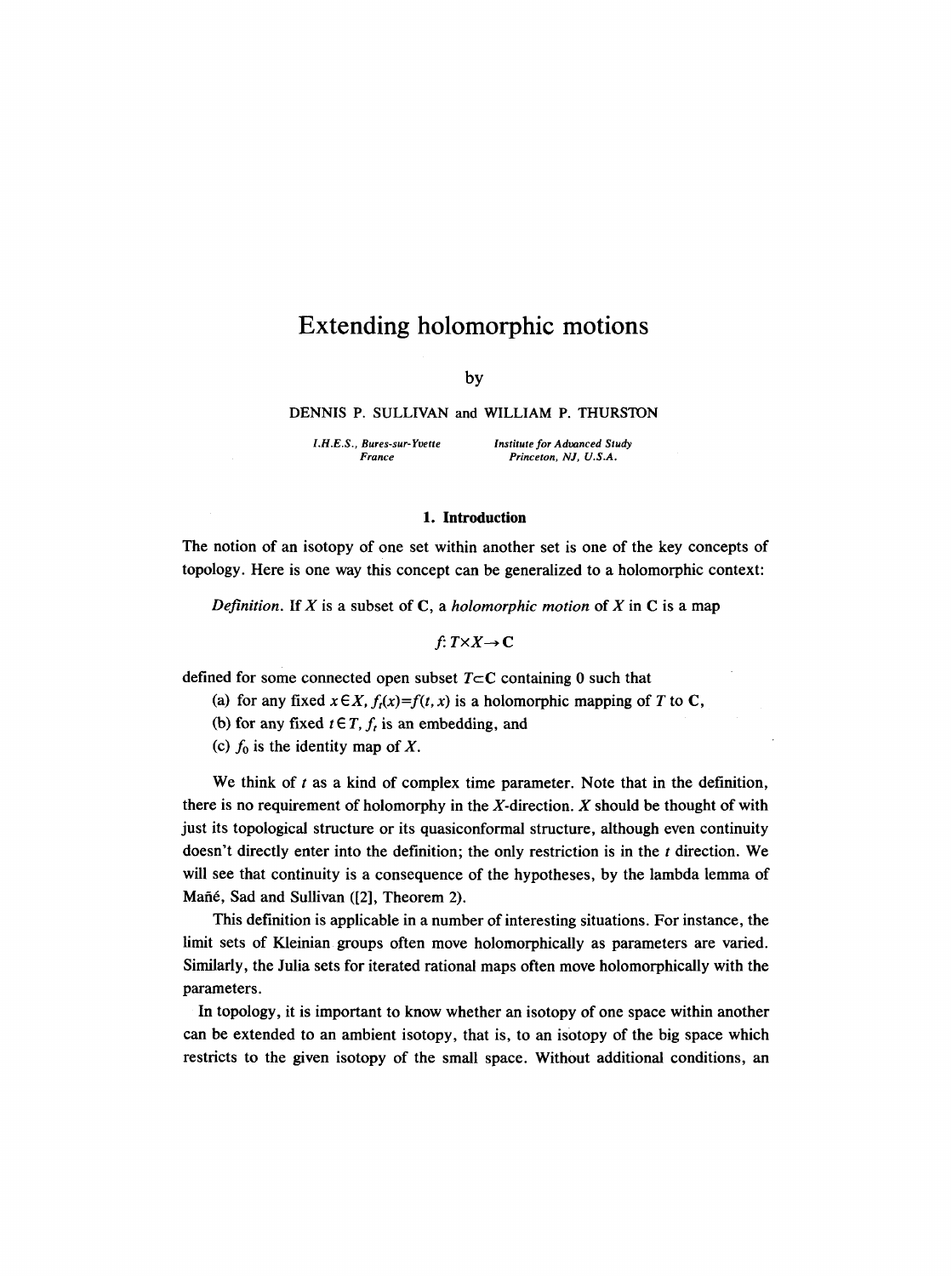# Extending holomorphic motions

by

DENNIS P. SULLIVAN and WILLIAM P. THURSTON

*I.H.E.S., Bures-sur-Yvette*
*France*

*Institute for Advanced Study*
*Princeton, NJ, U.S.A.*

## 1. Introduction

The notion of an isotopy of one set within another set is one of the key concepts of topology. Here is one way this concept can be generalized to a holomorphic context:

*Definition.* If $X$ is a subset of $\mathbf{C}$, a *holomorphic motion* of $X$ in $\mathbf{C}$ is a map

$$f: T \times X \to \mathbf{C}$$

defined for some connected open subset $T \subset \mathbf{C}$ containing 0 such that

(a) for any fixed $x \in X$, $f_t(x) = f(t, x)$ is a holomorphic mapping of $T$ to $\mathbf{C}$,

(b) for any fixed $t \in T$, $f_t$ is an embedding, and

(c) $f_0$ is the identity map of $X$.

We think of $t$ as a kind of complex time parameter. Note that in the definition, there is no requirement of holomorphy in the $X$-direction. $X$ should be thought of with just its topological structure or its quasiconformal structure, although even continuity doesn't directly enter into the definition; the only restriction is in the $t$ direction. We will see that continuity is a consequence of the hypotheses, by the lambda lemma of Mañé, Sad and Sullivan ([2], Theorem 2).

This definition is applicable in a number of interesting situations. For instance, the limit sets of Kleinian groups often move holomorphically as parameters are varied. Similarly, the Julia sets for iterated rational maps often move holomorphically with the parameters.

In topology, it is important to know whether an isotopy of one space within another can be extended to an ambient isotopy, that is, to an isotopy of the big space which restricts to the given isotopy of the small space. Without additional conditions, an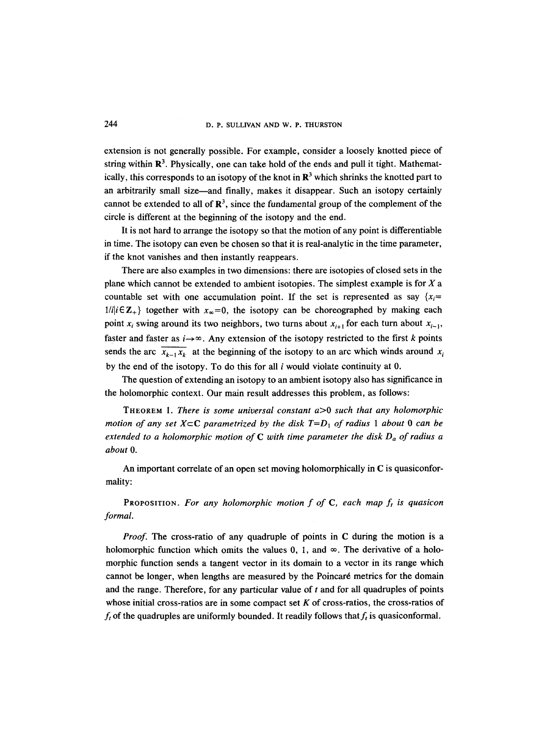extension is not generally possible. For example, consider a loosely knotted piece of string within $\mathbf{R}^3$. Physically, one can take hold of the ends and pull it tight. Mathematically, this corresponds to an isotopy of the knot in $\mathbf{R}^3$ which shrinks the knotted part to an arbitrarily small size—and finally, makes it disappear. Such an isotopy certainly cannot be extended to all of $\mathbf{R}^3$, since the fundamental group of the complement of the circle is different at the beginning of the isotopy and the end.

It is not hard to arrange the isotopy so that the motion of any point is differentiable in time. The isotopy can even be chosen so that it is real-analytic in the time parameter, if the knot vanishes and then instantly reappears.

There are also examples in two dimensions: there are isotopies of closed sets in the plane which cannot be extended to ambient isotopies. The simplest example is for $X$ a countable set with one accumulation point. If the set is represented as say $\{x_i = 1/i | i \in \mathbf{Z}_+\}$ together with $x_\infty = 0$, the isotopy can be choreographed by making each point $x_i$ swing around its two neighbors, two turns about $x_{i+1}$ for each turn about $x_{i-1}$, faster and faster as $i \to \infty$. Any extension of the isotopy restricted to the first $k$ points sends the arc $\overline{x_{k-1} x_k}$ at the beginning of the isotopy to an arc which winds around $x_i$ by the end of the isotopy. To do this for all $i$ would violate continuity at 0.

The question of extending an isotopy to an ambient isotopy also has significance in the holomorphic context. Our main result addresses this problem, as follows:

**Theorem 1.** *There is some universal constant $a > 0$ such that any holomorphic motion of any set $X \subset \mathbf{C}$ parametrized by the disk $T = D_1$ of radius 1 about 0 can be extended to a holomorphic motion of $\mathbf{C}$ with time parameter the disk $D_a$ of radius $a$ about 0.*

An important correlate of an open set moving holomorphically in $\mathbf{C}$ is quasiconformality:

**Proposition.** *For any holomorphic motion $f$ of $\mathbf{C}$, each map $f_t$ is quasicon formal.*

*Proof.* The cross-ratio of any quadruple of points in $\mathbf{C}$ during the motion is a holomorphic function which omits the values 0, 1, and $\infty$. The derivative of a holomorphic function sends a tangent vector in its domain to a vector in its range which cannot be longer, when lengths are measured by the Poincaré metrics for the domain and the range. Therefore, for any particular value of $t$ and for all quadruples of points whose initial cross-ratios are in some compact set $K$ of cross-ratios, the cross-ratios of $f_t$ of the quadruples are uniformly bounded. It readily follows that $f_t$ is quasiconformal.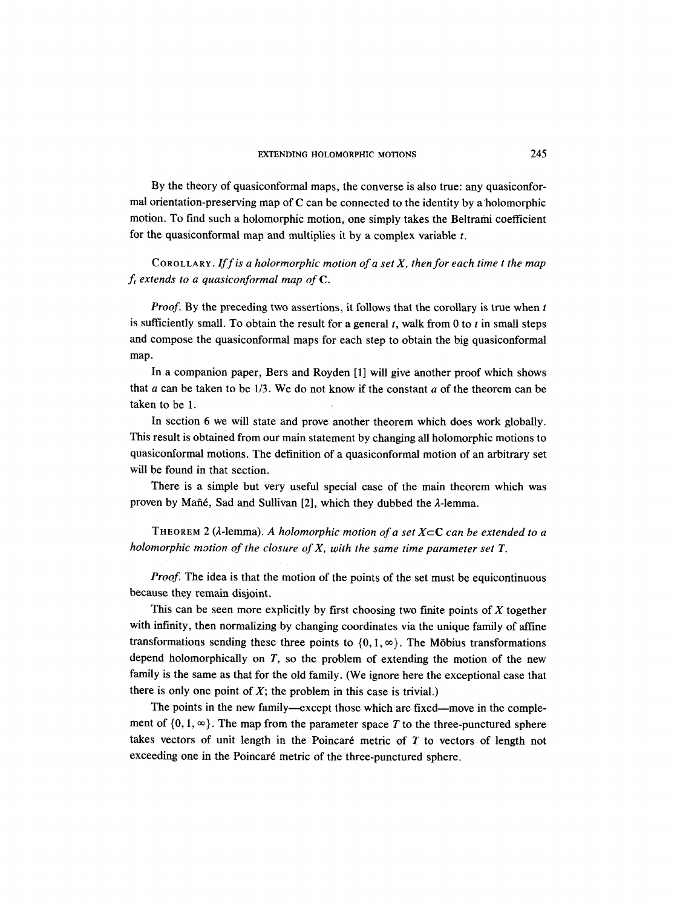By the theory of quasiconformal maps, the converse is also true: any quasiconformal orientation-preserving map of $\mathbf{C}$ can be connected to the identity by a holomorphic motion. To find such a holomorphic motion, one simply takes the Beltrami coefficient for the quasiconformal map and multiplies it by a complex variable $t$.

COROLLARY. *If $f$ is a holormorphic motion of a set $X$, then for each time $t$ the map $f_t$ extends to a quasiconformal map of $\mathbf{C}$.*

*Proof.* By the preceding two assertions, it follows that the corollary is true when $t$ is sufficiently small. To obtain the result for a general $t$, walk from 0 to $t$ in small steps and compose the quasiconformal maps for each step to obtain the big quasiconformal map.

In a companion paper, Bers and Royden [1] will give another proof which shows that $a$ can be taken to be 1/3. We do not know if the constant $a$ of the theorem can be taken to be 1.

In section 6 we will state and prove another theorem which does work globally. This result is obtained from our main statement by changing all holomorphic motions to quasiconformal motions. The definition of a quasiconformal motion of an arbitrary set will be found in that section.

There is a simple but very useful special case of the main theorem which was proven by Mañé, Sad and Sullivan [2], which they dubbed the $\lambda$-lemma.

THEOREM 2 ($\lambda$-lemma). *A holomorphic motion of a set $X \subset \mathbf{C}$ can be extended to a holomorphic motion of the closure of $X$, with the same time parameter set $T$.*

*Proof.* The idea is that the motion of the points of the set must be equicontinuous because they remain disjoint.

This can be seen more explicitly by first choosing two finite points of $X$ together with infinity, then normalizing by changing coordinates via the unique family of affine transformations sending these three points to $\{0, 1, \infty\}$. The Möbius transformations depend holomorphically on $T$, so the problem of extending the motion of the new family is the same as that for the old family. (We ignore here the exceptional case that there is only one point of $X$; the problem in this case is trivial.)

The points in the new family—except those which are fixed—move in the complement of $\{0, 1, \infty\}$. The map from the parameter space $T$ to the three-punctured sphere takes vectors of unit length in the Poincaré metric of $T$ to vectors of length not exceeding one in the Poincaré metric of the three-punctured sphere.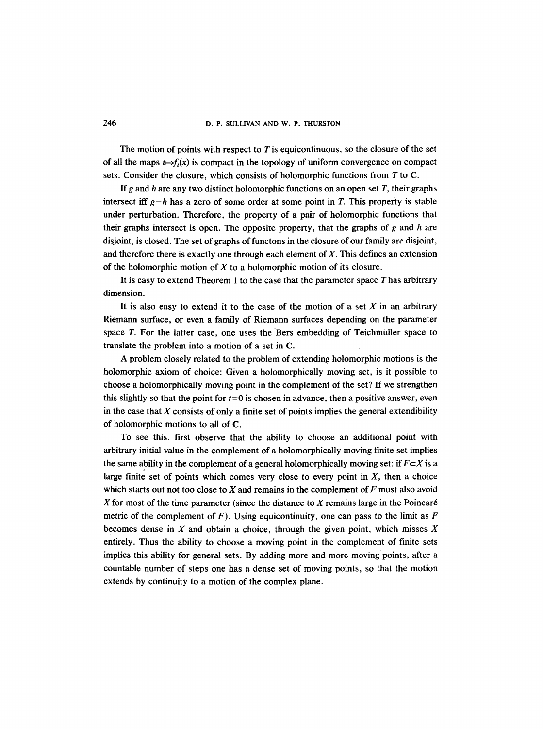The motion of points with respect to $T$ is equicontinuous, so the closure of the set of all the maps $t \mapsto f_t(x)$ is compact in the topology of uniform convergence on compact sets. Consider the closure, which consists of holomorphic functions from $T$ to $\mathbf{C}$.

If $g$ and $h$ are any two distinct holomorphic functions on an open set $T$, their graphs intersect iff $g-h$ has a zero of some order at some point in $T$. This property is stable under perturbation. Therefore, the property of a pair of holomorphic functions that their graphs intersect is open. The opposite property, that the graphs of $g$ and $h$ are disjoint, is closed. The set of graphs of functons in the closure of our family are disjoint, and therefore there is exactly one through each element of $X$. This defines an extension of the holomorphic motion of $X$ to a holomorphic motion of its closure.

It is easy to extend Theorem 1 to the case that the parameter space $T$ has arbitrary dimension.

It is also easy to extend it to the case of the motion of a set $X$ in an arbitrary Riemann surface, or even a family of Riemann surfaces depending on the parameter space $T$. For the latter case, one uses the Bers embedding of Teichmüller space to translate the problem into a motion of a set in $\mathbf{C}$.

A problem closely related to the problem of extending holomorphic motions is the holomorphic axiom of choice: Given a holomorphically moving set, is it possible to choose a holomorphically moving point in the complement of the set? If we strengthen this slightly so that the point for $t=0$ is chosen in advance, then a positive answer, even in the case that $X$ consists of only a finite set of points implies the general extendibility of holomorphic motions to all of $\mathbf{C}$.

To see this, first observe that the ability to choose an additional point with arbitrary initial value in the complement of a holomorphically moving finite set implies the same ability in the complement of a general holomorphically moving set: if $F \subset X$ is a large finite set of points which comes very close to every point in $X$, then a choice which starts out not too close to $X$ and remains in the complement of $F$ must also avoid $X$ for most of the time parameter (since the distance to $X$ remains large in the Poincaré metric of the complement of $F$). Using equicontinuity, one can pass to the limit as $F$ becomes dense in $X$ and obtain a choice, through the given point, which misses $X$ entirely. Thus the ability to choose a moving point in the complement of finite sets implies this ability for general sets. By adding more and more moving points, after a countable number of steps one has a dense set of moving points, so that the motion extends by continuity to a motion of the complex plane.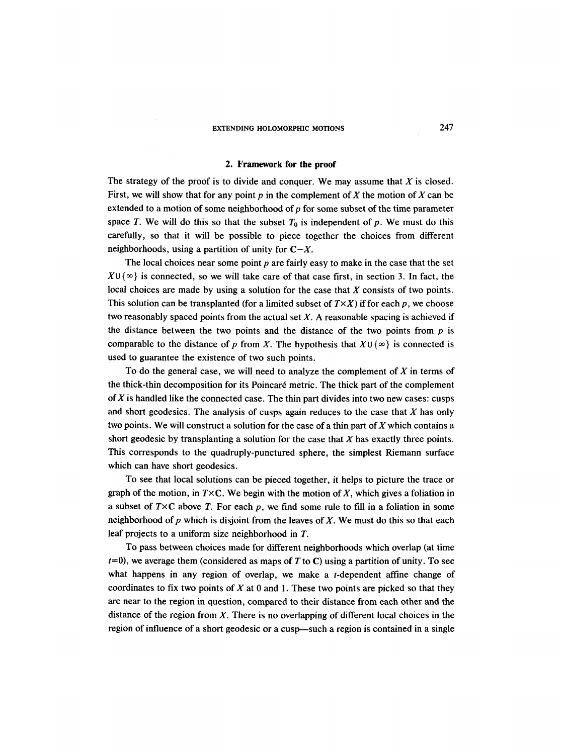## 2. Framework for the proof

The strategy of the proof is to divide and conquer. We may assume that $X$ is closed. First, we will show that for any point $p$ in the complement of $X$ the motion of $X$ can be extended to a motion of some neighborhood of $p$ for some subset of the time parameter space $T$. We will do this so that the subset $T_0$ is independent of $p$. We must do this carefully, so that it will be possible to piece together the choices from different neighborhoods, using a partition of unity for $\mathbf{C}-X$.

The local choices near some point $p$ are fairly easy to make in the case that the set $X\cup\{\infty\}$ is connected, so we will take care of that case first, in section 3. In fact, the local choices are made by using a solution for the case that $X$ consists of two points. This solution can be transplanted (for a limited subset of $T\times X$) if for each $p$, we choose two reasonably spaced points from the actual set $X$. A reasonable spacing is achieved if the distance between the two points and the distance of the two points from $p$ is comparable to the distance of $p$ from $X$. The hypothesis that $X\cup\{\infty\}$ is connected is used to guarantee the existence of two such points.

To do the general case, we will need to analyze the complement of $X$ in terms of the thick-thin decomposition for its Poincaré metric. The thick part of the complement of $X$ is handled like the connected case. The thin part divides into two new cases: cusps and short geodesics. The analysis of cusps again reduces to the case that $X$ has only two points. We will construct a solution for the case of a thin part of $X$ which contains a short geodesic by transplanting a solution for the case that $X$ has exactly three points. This corresponds to the quadruply-punctured sphere, the simplest Riemann surface which can have short geodesics.

To see that local solutions can be pieced together, it helps to picture the trace or graph of the motion, in $T\times\mathbf{C}$. We begin with the motion of $X$, which gives a foliation in a subset of $T\times\mathbf{C}$ above $T$. For each $p$, we find some rule to fill in a foliation in some neighborhood of $p$ which is disjoint from the leaves of $X$. We must do this so that each leaf projects to a uniform size neighborhood in $T$.

To pass between choices made for different neighborhoods which overlap (at time $t=0$), we average them (considered as maps of $T$ to $\mathbf{C}$) using a partition of unity. To see what happens in any region of overlap, we make a $t$-dependent affine change of coordinates to fix two points of $X$ at 0 and 1. These two points are picked so that they are near to the region in question, compared to their distance from each other and the distance of the region from $X$. There is no overlapping of different local choices in the region of influence of a short geodesic or a cusp—such a region is contained in a single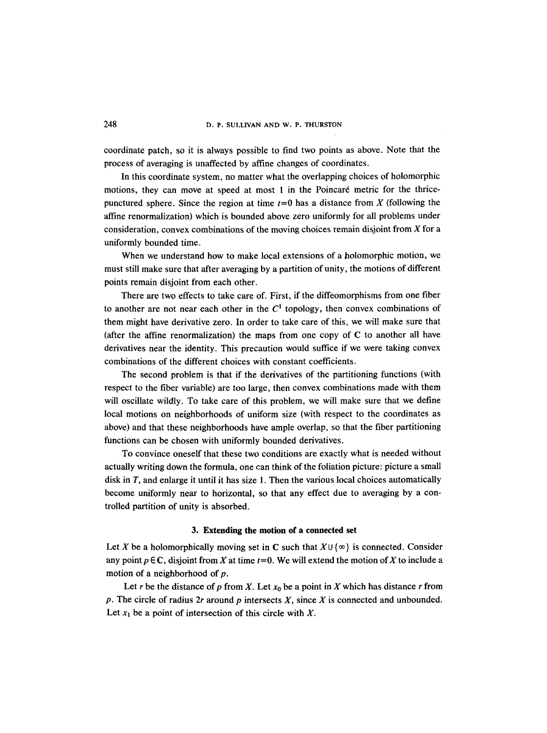coordinate patch, so it is always possible to find two points as above. Note that the process of averaging is unaffected by affine changes of coordinates.

In this coordinate system, no matter what the overlapping choices of holomorphic motions, they can move at speed at most 1 in the Poincaré metric for the thrice-punctured sphere. Since the region at time $t=0$ has a distance from $X$ (following the affine renormalization) which is bounded above zero uniformly for all problems under consideration, convex combinations of the moving choices remain disjoint from $X$ for a uniformly bounded time.

When we understand how to make local extensions of a holomorphic motion, we must still make sure that after averaging by a partition of unity, the motions of different points remain disjoint from each other.

There are two effects to take care of. First, if the diffeomorphisms from one fiber to another are not near each other in the $C^1$ topology, then convex combinations of them might have derivative zero. In order to take care of this, we will make sure that (after the affine renormalization) the maps from one copy of $\mathbf{C}$ to another all have derivatives near the identity. This precaution would suffice if we were taking convex combinations of the different choices with constant coefficients.

The second problem is that if the derivatives of the partitioning functions (with respect to the fiber variable) are too large, then convex combinations made with them will oscillate wildly. To take care of this problem, we will make sure that we define local motions on neighborhoods of uniform size (with respect to the coordinates as above) and that these neighborhoods have ample overlap, so that the fiber partitioning functions can be chosen with uniformly bounded derivatives.

To convince oneself that these two conditions are exactly what is needed without actually writing down the formula, one can think of the foliation picture: picture a small disk in $T$, and enlarge it until it has size 1. Then the various local choices automatically become uniformly near to horizontal, so that any effect due to averaging by a controlled partition of unity is absorbed.

## 3. Extending the motion of a connected set

Let $X$ be a holomorphically moving set in $\mathbf{C}$ such that $X \cup \{\infty\}$ is connected. Consider any point $p \in \mathbf{C}$, disjoint from $X$ at time $t=0$. We will extend the motion of $X$ to include a motion of a neighborhood of $p$.

Let $r$ be the distance of $p$ from $X$. Let $x_0$ be a point in $X$ which has distance $r$ from $p$. The circle of radius $2r$ around $p$ intersects $X$, since $X$ is connected and unbounded. Let $x_1$ be a point of intersection of this circle with $X$.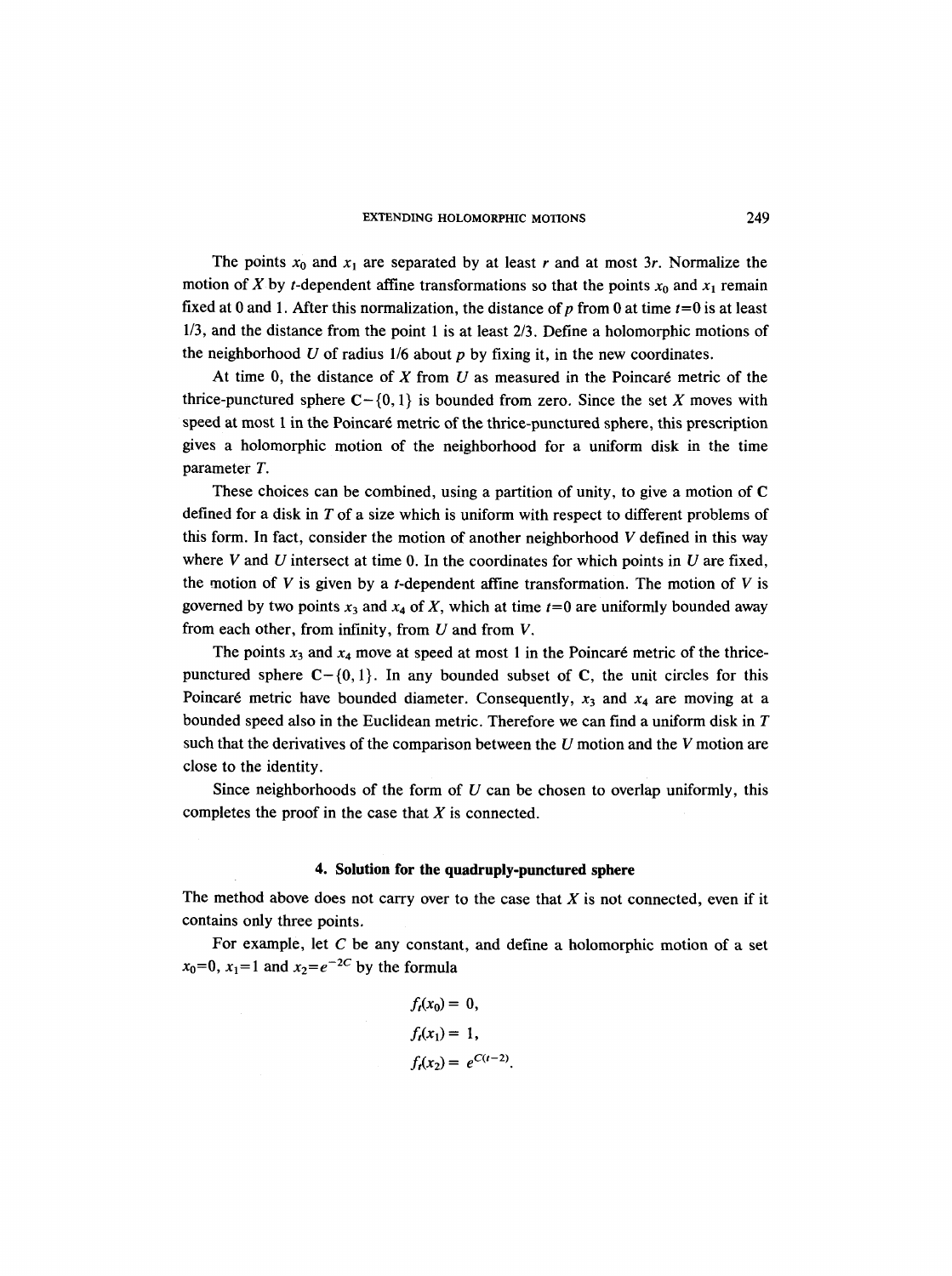The points $x_0$ and $x_1$ are separated by at least $r$ and at most $3r$. Normalize the motion of $X$ by $t$-dependent affine transformations so that the points $x_0$ and $x_1$ remain fixed at 0 and 1. After this normalization, the distance of $p$ from 0 at time $t=0$ is at least 1/3, and the distance from the point 1 is at least 2/3. Define a holomorphic motions of the neighborhood $U$ of radius 1/6 about $p$ by fixing it, in the new coordinates.

At time 0, the distance of $X$ from $U$ as measured in the Poincaré metric of the thrice-punctured sphere $\mathbf{C}-\{0,1\}$ is bounded from zero. Since the set $X$ moves with speed at most 1 in the Poincaré metric of the thrice-punctured sphere, this prescription gives a holomorphic motion of the neighborhood for a uniform disk in the time parameter $T$.

These choices can be combined, using a partition of unity, to give a motion of $\mathbf{C}$ defined for a disk in $T$ of a size which is uniform with respect to different problems of this form. In fact, consider the motion of another neighborhood $V$ defined in this way where $V$ and $U$ intersect at time 0. In the coordinates for which points in $U$ are fixed, the motion of $V$ is given by a $t$-dependent affine transformation. The motion of $V$ is governed by two points $x_3$ and $x_4$ of $X$, which at time $t=0$ are uniformly bounded away from each other, from infinity, from $U$ and from $V$.

The points $x_3$ and $x_4$ move at speed at most 1 in the Poincaré metric of the thrice-punctured sphere $\mathbf{C}-\{0,1\}$. In any bounded subset of $\mathbf{C}$, the unit circles for this Poincaré metric have bounded diameter. Consequently, $x_3$ and $x_4$ are moving at a bounded speed also in the Euclidean metric. Therefore we can find a uniform disk in $T$ such that the derivatives of the comparison between the $U$ motion and the $V$ motion are close to the identity.

Since neighborhoods of the form of $U$ can be chosen to overlap uniformly, this completes the proof in the case that $X$ is connected.

## 4. Solution for the quadruply-punctured sphere

The method above does not carry over to the case that $X$ is not connected, even if it contains only three points.

For example, let $C$ be any constant, and define a holomorphic motion of a set $x_0=0$, $x_1=1$ and $x_2=e^{-2C}$ by the formula

$$f_t(x_0) = 0,$$
$$f_t(x_1) = 1,$$
$$f_t(x_2) = e^{C(t-2)}.$$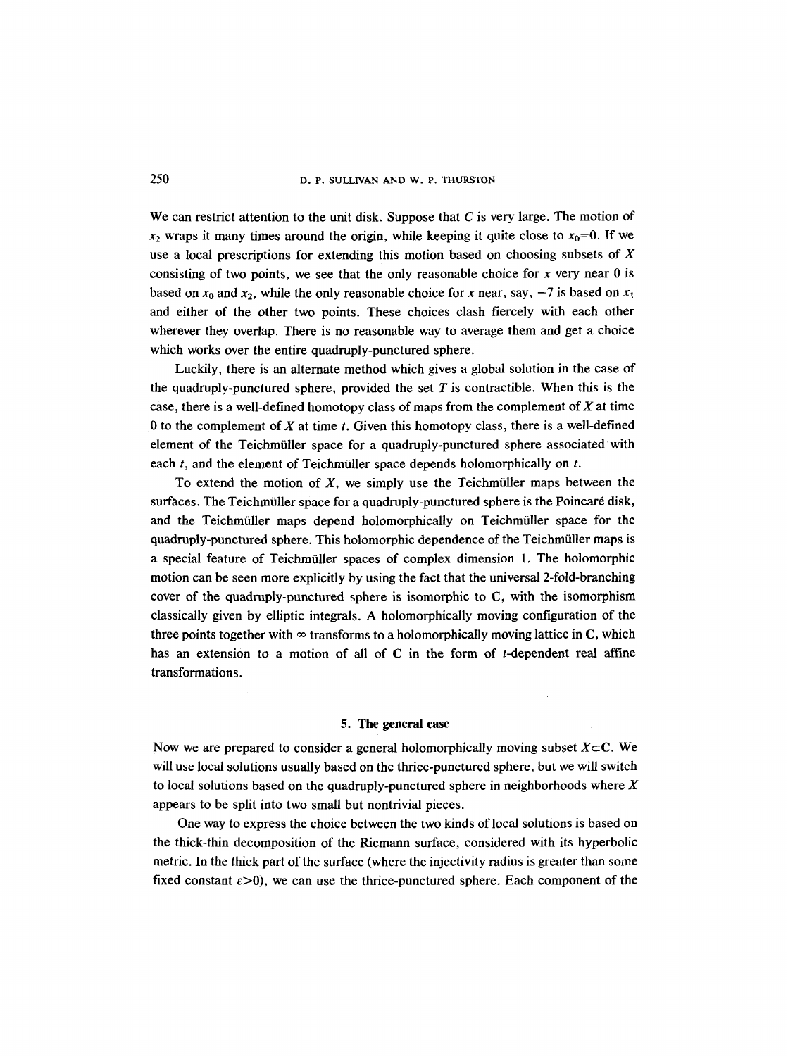We can restrict attention to the unit disk. Suppose that $C$ is very large. The motion of $x_2$ wraps it many times around the origin, while keeping it quite close to $x_0=0$. If we use a local prescriptions for extending this motion based on choosing subsets of $X$ consisting of two points, we see that the only reasonable choice for $x$ very near 0 is based on $x_0$ and $x_2$, while the only reasonable choice for $x$ near, say, $-7$ is based on $x_1$ and either of the other two points. These choices clash fiercely with each other wherever they overlap. There is no reasonable way to average them and get a choice which works over the entire quadruply-punctured sphere.

Luckily, there is an alternate method which gives a global solution in the case of the quadruply-punctured sphere, provided the set $T$ is contractible. When this is the case, there is a well-defined homotopy class of maps from the complement of $X$ at time 0 to the complement of $X$ at time $t$. Given this homotopy class, there is a well-defined element of the Teichmüller space for a quadruply-punctured sphere associated with each $t$, and the element of Teichmüller space depends holomorphically on $t$.

To extend the motion of $X$, we simply use the Teichmüller maps between the surfaces. The Teichmüller space for a quadruply-punctured sphere is the Poincaré disk, and the Teichmüller maps depend holomorphically on Teichmüller space for the quadruply-punctured sphere. This holomorphic dependence of the Teichmüller maps is a special feature of Teichmüller spaces of complex dimension 1. The holomorphic motion can be seen more explicitly by using the fact that the universal 2-fold-branching cover of the quadruply-punctured sphere is isomorphic to $\mathbf{C}$, with the isomorphism classically given by elliptic integrals. A holomorphically moving configuration of the three points together with $\infty$ transforms to a holomorphically moving lattice in $\mathbf{C}$, which has an extension to a motion of all of $\mathbf{C}$ in the form of $t$-dependent real affine transformations.

## 5. The general case

Now we are prepared to consider a general holomorphically moving subset $X \subset \mathbf{C}$. We will use local solutions usually based on the thrice-punctured sphere, but we will switch to local solutions based on the quadruply-punctured sphere in neighborhoods where $X$ appears to be split into two small but nontrivial pieces.

One way to express the choice between the two kinds of local solutions is based on the thick-thin decomposition of the Riemann surface, considered with its hyperbolic metric. In the thick part of the surface (where the injectivity radius is greater than some fixed constant $\varepsilon > 0$), we can use the thrice-punctured sphere. Each component of the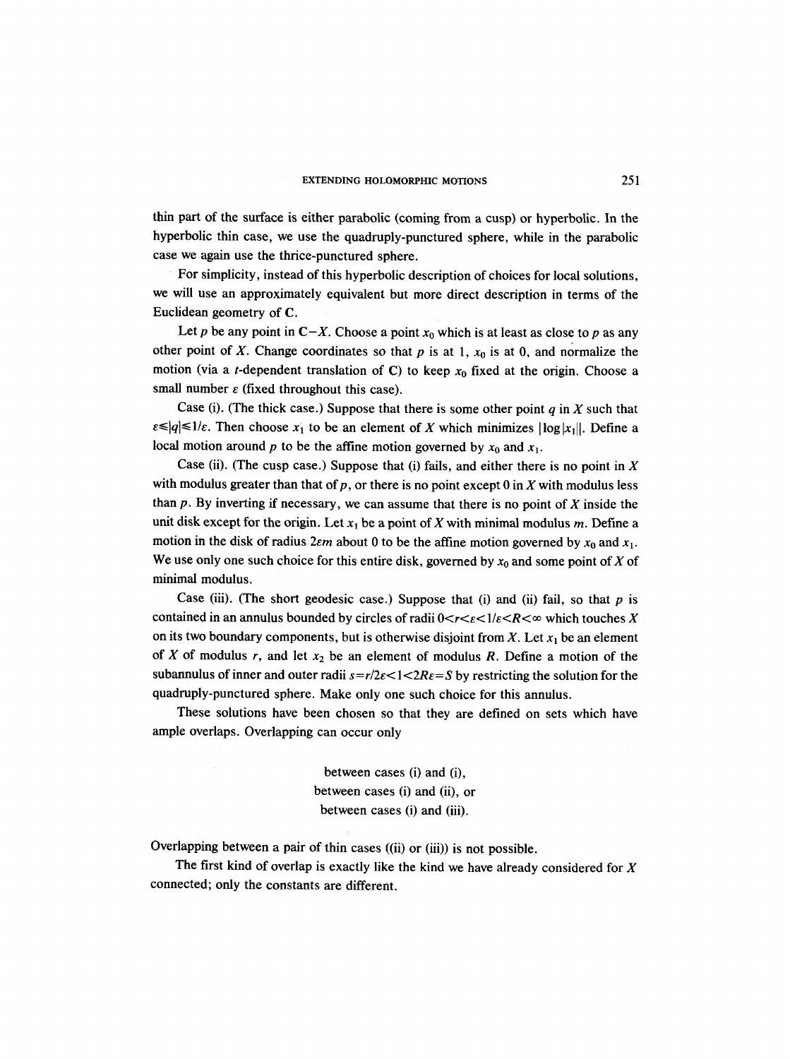thin part of the surface is either parabolic (coming from a cusp) or hyperbolic. In the hyperbolic thin case, we use the quadruply-punctured sphere, while in the parabolic case we again use the thrice-punctured sphere.

For simplicity, instead of this hyperbolic description of choices for local solutions, we will use an approximately equivalent but more direct description in terms of the Euclidean geometry of $\mathbf{C}$.

Let $p$ be any point in $\mathbf{C}-X$. Choose a point $x_0$ which is at least as close to $p$ as any other point of $X$. Change coordinates so that $p$ is at 1, $x_0$ is at 0, and normalize the motion (via a $t$-dependent translation of $\mathbf{C}$) to keep $x_0$ fixed at the origin. Choose a small number $\varepsilon$ (fixed throughout this case).

Case (i). (The thick case.) Suppose that there is some other point $q$ in $X$ such that $\varepsilon \leq |q| \leq 1/\varepsilon$. Then choose $x_1$ to be an element of $X$ which minimizes $|\log|x_1||$. Define a local motion around $p$ to be the affine motion governed by $x_0$ and $x_1$.

Case (ii). (The cusp case.) Suppose that (i) fails, and either there is no point in $X$ with modulus greater than that of $p$, or there is no point except 0 in $X$ with modulus less than $p$. By inverting if necessary, we can assume that there is no point of $X$ inside the unit disk except for the origin. Let $x_1$ be a point of $X$ with minimal modulus $m$. Define a motion in the disk of radius $2\varepsilon m$ about 0 to be the affine motion governed by $x_0$ and $x_1$. We use only one such choice for this entire disk, governed by $x_0$ and some point of $X$ of minimal modulus.

Case (iii). (The short geodesic case.) Suppose that (i) and (ii) fail, so that $p$ is contained in an annulus bounded by circles of radii $0<r<\varepsilon<1/\varepsilon<R<\infty$ which touches $X$ on its two boundary components, but is otherwise disjoint from $X$. Let $x_1$ be an element of $X$ of modulus $r$, and let $x_2$ be an element of modulus $R$. Define a motion of the subannulus of inner and outer radii $s=r/2\varepsilon<1<2R\varepsilon=S$ by restricting the solution for the quadruply-punctured sphere. Make only one such choice for this annulus.

These solutions have been chosen so that they are defined on sets which have ample overlaps. Overlapping can occur only

between cases (i) and (i),
between cases (i) and (ii), or
between cases (i) and (iii).

Overlapping between a pair of thin cases ((ii) or (iii)) is not possible.

The first kind of overlap is exactly like the kind we have already considered for $X$ connected; only the constants are different.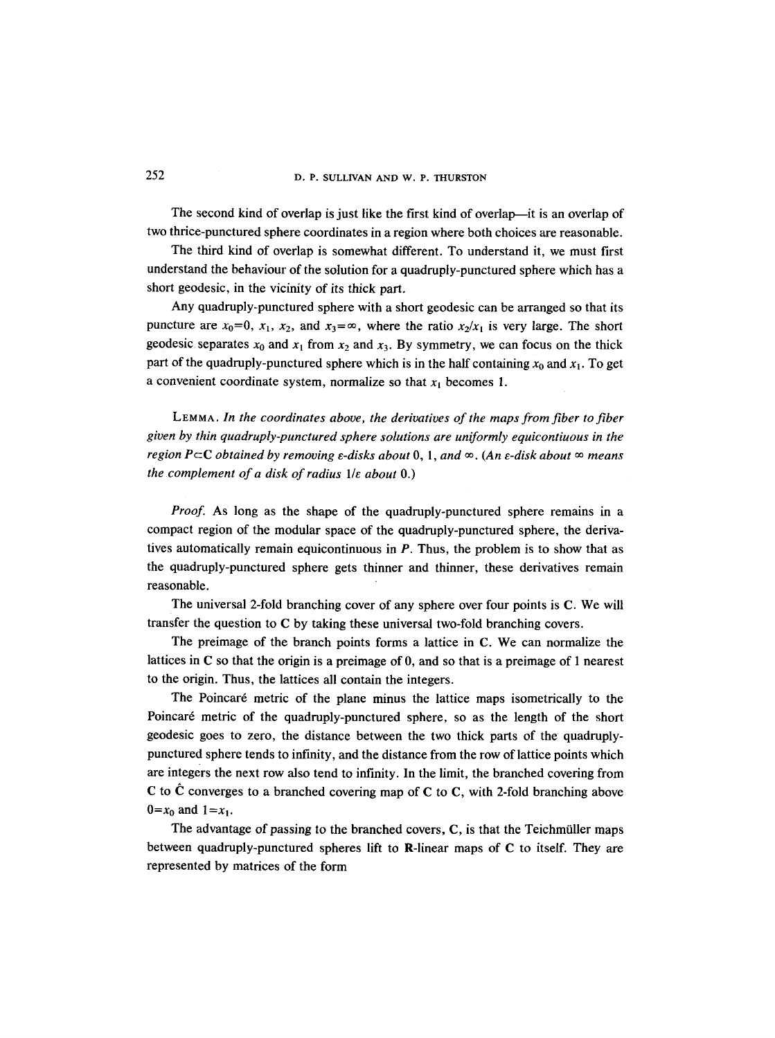The second kind of overlap is just like the first kind of overlap—it is an overlap of two thrice-punctured sphere coordinates in a region where both choices are reasonable.

The third kind of overlap is somewhat different. To understand it, we must first understand the behaviour of the solution for a quadruply-punctured sphere which has a short geodesic, in the vicinity of its thick part.

Any quadruply-punctured sphere with a short geodesic can be arranged so that its puncture are $x_0=0$, $x_1$, $x_2$, and $x_3=\infty$, where the ratio $x_2/x_1$ is very large. The short geodesic separates $x_0$ and $x_1$ from $x_2$ and $x_3$. By symmetry, we can focus on the thick part of the quadruply-punctured sphere which is in the half containing $x_0$ and $x_1$. To get a convenient coordinate system, normalize so that $x_1$ becomes 1.

LEMMA. *In the coordinates above, the derivatives of the maps from fiber to fiber given by thin quadruply-punctured sphere solutions are uniformly equicontiuous in the region $P\subset\mathbf{C}$ obtained by removing $\varepsilon$-disks about* 0, 1, *and* $\infty$. *(An $\varepsilon$-disk about $\infty$ means the complement of a disk of radius $1/\varepsilon$ about* 0.)

*Proof.* As long as the shape of the quadruply-punctured sphere remains in a compact region of the modular space of the quadruply-punctured sphere, the derivatives automatically remain equicontinuous in $P$. Thus, the problem is to show that as the quadruply-punctured sphere gets thinner and thinner, these derivatives remain reasonable.

The universal 2-fold branching cover of any sphere over four points is $\mathbf{C}$. We will transfer the question to $\mathbf{C}$ by taking these universal two-fold branching covers.

The preimage of the branch points forms a lattice in $\mathbf{C}$. We can normalize the lattices in $\mathbf{C}$ so that the origin is a preimage of 0, and so that is a preimage of 1 nearest to the origin. Thus, the lattices all contain the integers.

The Poincaré metric of the plane minus the lattice maps isometrically to the Poincaré metric of the quadruply-punctured sphere, so as the length of the short geodesic goes to zero, the distance between the two thick parts of the quadruply-punctured sphere tends to infinity, and the distance from the row of lattice points which are integers the next row also tend to infinity. In the limit, the branched covering from $\mathbf{C}$ to $\hat{\mathbf{C}}$ converges to a branched covering map of $\mathbf{C}$ to $\mathbf{C}$, with 2-fold branching above $0=x_0$ and $1=x_1$.

The advantage of passing to the branched covers, $\mathbf{C}$, is that the Teichmüller maps between quadruply-punctured spheres lift to $\mathbf{R}$-linear maps of $\mathbf{C}$ to itself. They are represented by matrices of the form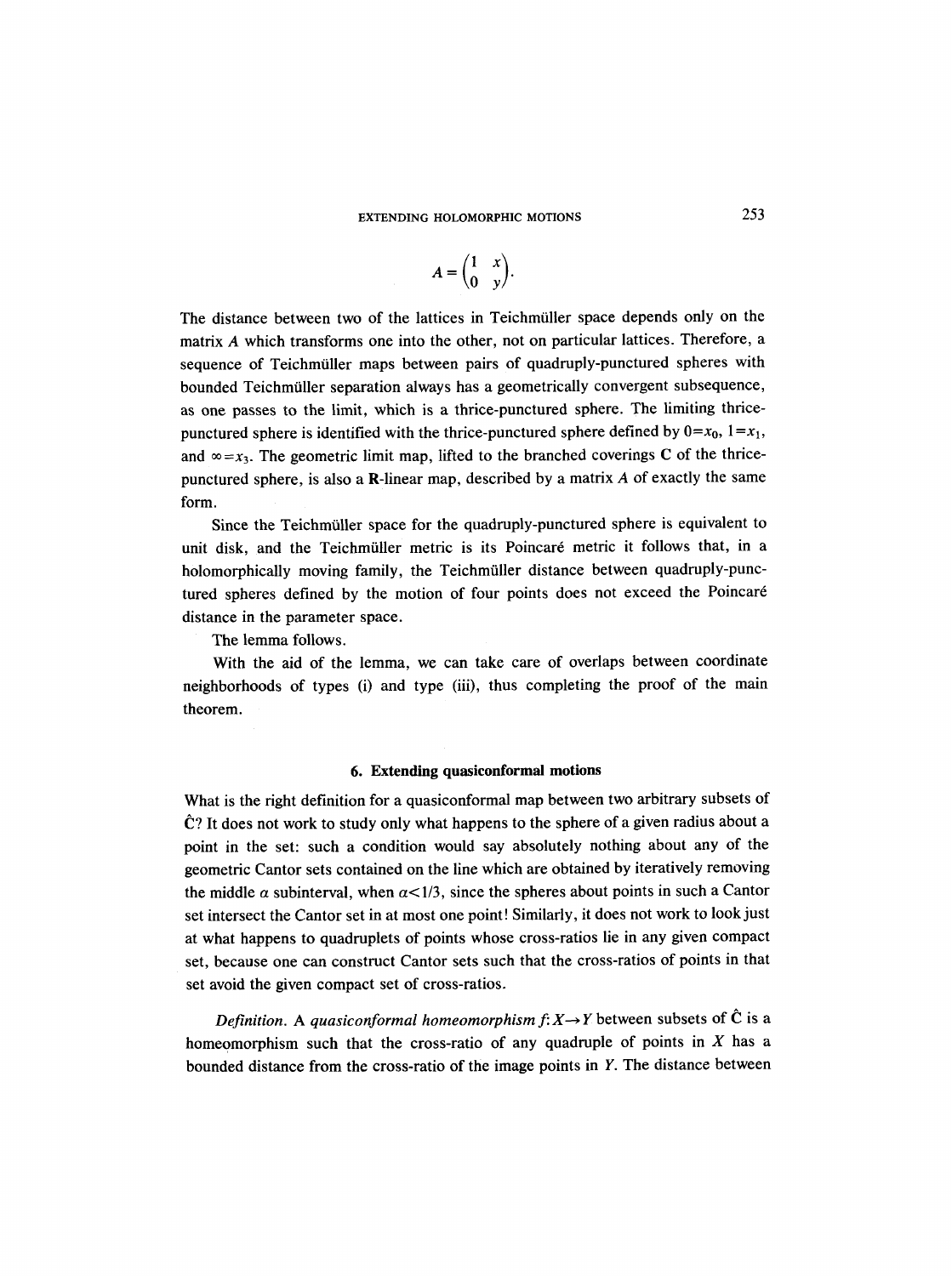$$A = \begin{pmatrix} 1 & x \\ 0 & y \end{pmatrix}.$$

The distance between two of the lattices in Teichmüller space depends only on the matrix $A$ which transforms one into the other, not on particular lattices. Therefore, a sequence of Teichmüller maps between pairs of quadruply-punctured spheres with bounded Teichmüller separation always has a geometrically convergent subsequence, as one passes to the limit, which is a thrice-punctured sphere. The limiting thrice-punctured sphere is identified with the thrice-punctured sphere defined by $0=x_0$, $1=x_1$, and $\infty=x_3$. The geometric limit map, lifted to the branched coverings $\mathbf{C}$ of the thrice-punctured sphere, is also a $\mathbf{R}$-linear map, described by a matrix $A$ of exactly the same form.

Since the Teichmüller space for the quadruply-punctured sphere is equivalent to unit disk, and the Teichmüller metric is its Poincaré metric it follows that, in a holomorphically moving family, the Teichmüller distance between quadruply-punctured spheres defined by the motion of four points does not exceed the Poincaré distance in the parameter space.

The lemma follows.

With the aid of the lemma, we can take care of overlaps between coordinate neighborhoods of types (i) and type (iii), thus completing the proof of the main theorem.

## 6. Extending quasiconformal motions

What is the right definition for a quasiconformal map between two arbitrary subsets of $\hat{\mathbf{C}}$? It does not work to study only what happens to the sphere of a given radius about a point in the set: such a condition would say absolutely nothing about any of the geometric Cantor sets contained on the line which are obtained by iteratively removing the middle $\alpha$ subinterval, when $\alpha<1/3$, since the spheres about points in such a Cantor set intersect the Cantor set in at most one point! Similarly, it does not work to look just at what happens to quadruplets of points whose cross-ratios lie in any given compact set, because one can construct Cantor sets such that the cross-ratios of points in that set avoid the given compact set of cross-ratios.

*Definition.* A *quasiconformal homeomorphism* $f: X \to Y$ between subsets of $\hat{\mathbf{C}}$ is a homeomorphism such that the cross-ratio of any quadruple of points in $X$ has a bounded distance from the cross-ratio of the image points in $Y$. The distance between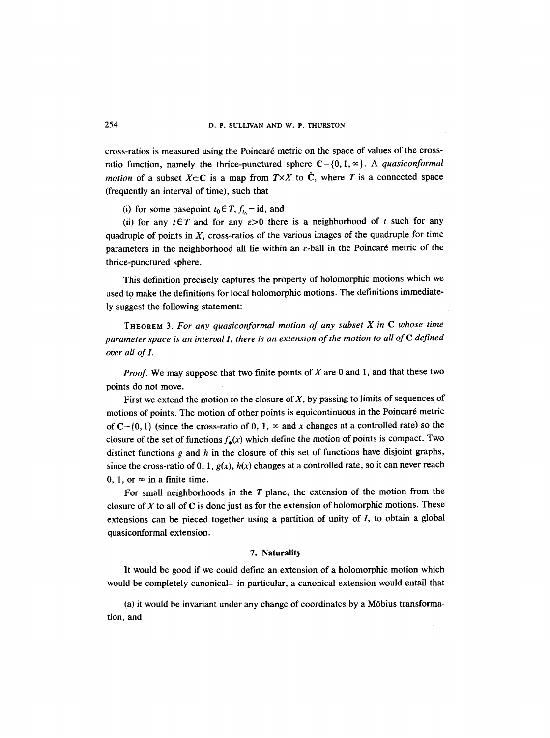cross-ratios is measured using the Poincaré metric on the space of values of the cross-ratio function, namely the thrice-punctured sphere $\mathbf{C}-\{0,1,\infty\}$. A *quasiconformal motion* of a subset $X\subset\mathbf{C}$ is a map from $T\times X$ to $\hat{\mathbf{C}}$, where $T$ is a connected space (frequently an interval of time), such that

(i) for some basepoint $t_0\in T$, $f_{t_0}=\mathrm{id}$, and

(ii) for any $t\in T$ and for any $\varepsilon>0$ there is a neighborhood of $t$ such for any quadruple of points in $X$, cross-ratios of the various images of the quadruple for time parameters in the neighborhood all lie within an $\varepsilon$-ball in the Poincaré metric of the thrice-punctured sphere.

This definition precisely captures the property of holomorphic motions which we used to make the definitions for local holomorphic motions. The definitions immediately suggest the following statement:

THEOREM 3. *For any quasiconformal motion of any subset $X$ in $\mathbf{C}$ whose time parameter space is an interval $I$, there is an extension of the motion to all of $\mathbf{C}$ defined over all of $I$.*

*Proof.* We may suppose that two finite points of $X$ are 0 and 1, and that these two points do not move.

First we extend the motion to the closure of $X$, by passing to limits of sequences of motions of points. The motion of other points is equicontinuous in the Poincaré metric of $\mathbf{C}-\{0,1\}$ (since the cross-ratio of $0$, $1$, $\infty$ and $x$ changes at a controlled rate) so the closure of the set of functions $f_*(x)$ which define the motion of points is compact. Two distinct functions $g$ and $h$ in the closure of this set of functions have disjoint graphs, since the cross-ratio of $0$, $1$, $g(x)$, $h(x)$ changes at a controlled rate, so it can never reach $0$, $1$, or $\infty$ in a finite time.

For small neighborhoods in the $T$ plane, the extension of the motion from the closure of $X$ to all of $\mathbf{C}$ is done just as for the extension of holomorphic motions. These extensions can be pieced together using a partition of unity of $I$, to obtain a global quasiconformal extension.

## 7. Naturality

It would be good if we could define an extension of a holomorphic motion which would be completely canonical—in particular, a canonical extension would entail that

(a) it would be invariant under any change of coordinates by a Möbius transformation, and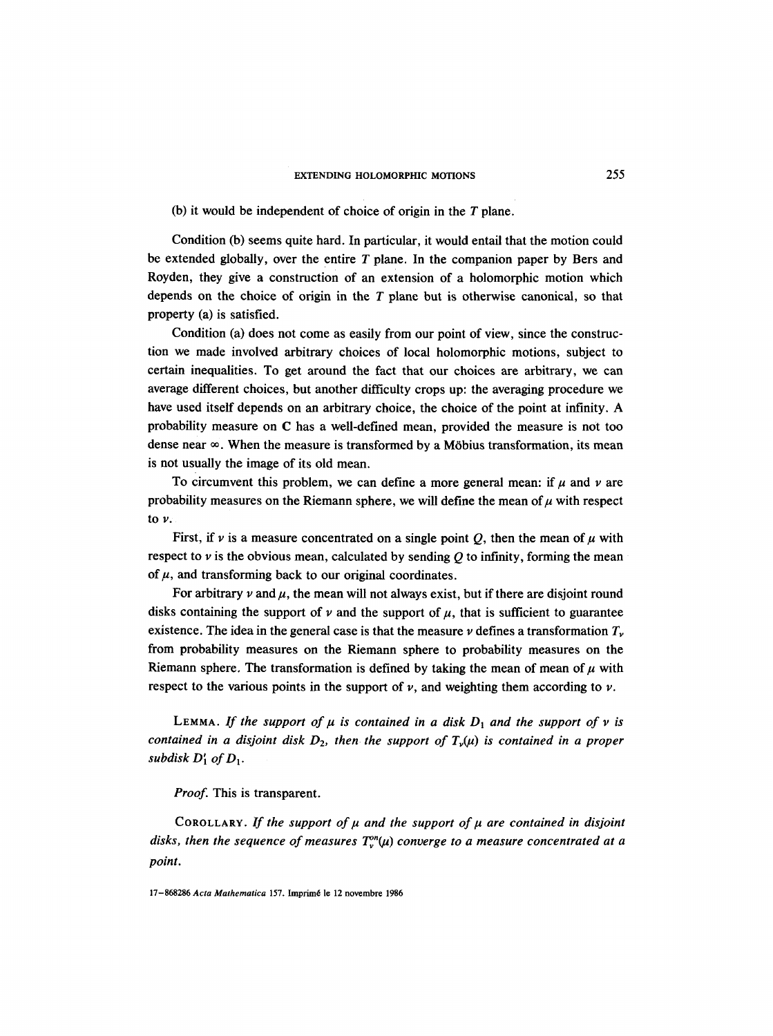(b) it would be independent of choice of origin in the $T$ plane.

Condition (b) seems quite hard. In particular, it would entail that the motion could be extended globally, over the entire $T$ plane. In the companion paper by Bers and Royden, they give a construction of an extension of a holomorphic motion which depends on the choice of origin in the $T$ plane but is otherwise canonical, so that property (a) is satisfied.

Condition (a) does not come as easily from our point of view, since the construction we made involved arbitrary choices of local holomorphic motions, subject to certain inequalities. To get around the fact that our choices are arbitrary, we can average different choices, but another difficulty crops up: the averaging procedure we have used itself depends on an arbitrary choice, the choice of the point at infinity. A probability measure on $\mathbf{C}$ has a well-defined mean, provided the measure is not too dense near $\infty$. When the measure is transformed by a Möbius transformation, its mean is not usually the image of its old mean.

To circumvent this problem, we can define a more general mean: if $\mu$ and $\nu$ are probability measures on the Riemann sphere, we will define the mean of $\mu$ with respect to $\nu$.

First, if $\nu$ is a measure concentrated on a single point $Q$, then the mean of $\mu$ with respect to $\nu$ is the obvious mean, calculated by sending $Q$ to infinity, forming the mean of $\mu$, and transforming back to our original coordinates.

For arbitrary $\nu$ and $\mu$, the mean will not always exist, but if there are disjoint round disks containing the support of $\nu$ and the support of $\mu$, that is sufficient to guarantee existence. The idea in the general case is that the measure $\nu$ defines a transformation $T_\nu$ from probability measures on the Riemann sphere to probability measures on the Riemann sphere. The transformation is defined by taking the mean of mean of $\mu$ with respect to the various points in the support of $\nu$, and weighting them according to $\nu$.

LEMMA. *If the support of $\mu$ is contained in a disk $D_1$ and the support of $\nu$ is contained in a disjoint disk $D_2$, then the support of $T_\nu(\mu)$ is contained in a proper subdisk $D_1'$ of $D_1$.*

*Proof.* This is transparent.

COROLLARY. *If the support of $\mu$ and the support of $\mu$ are contained in disjoint disks, then the sequence of measures $T_\nu^{\circ n}(\mu)$ converge to a measure concentrated at a point.*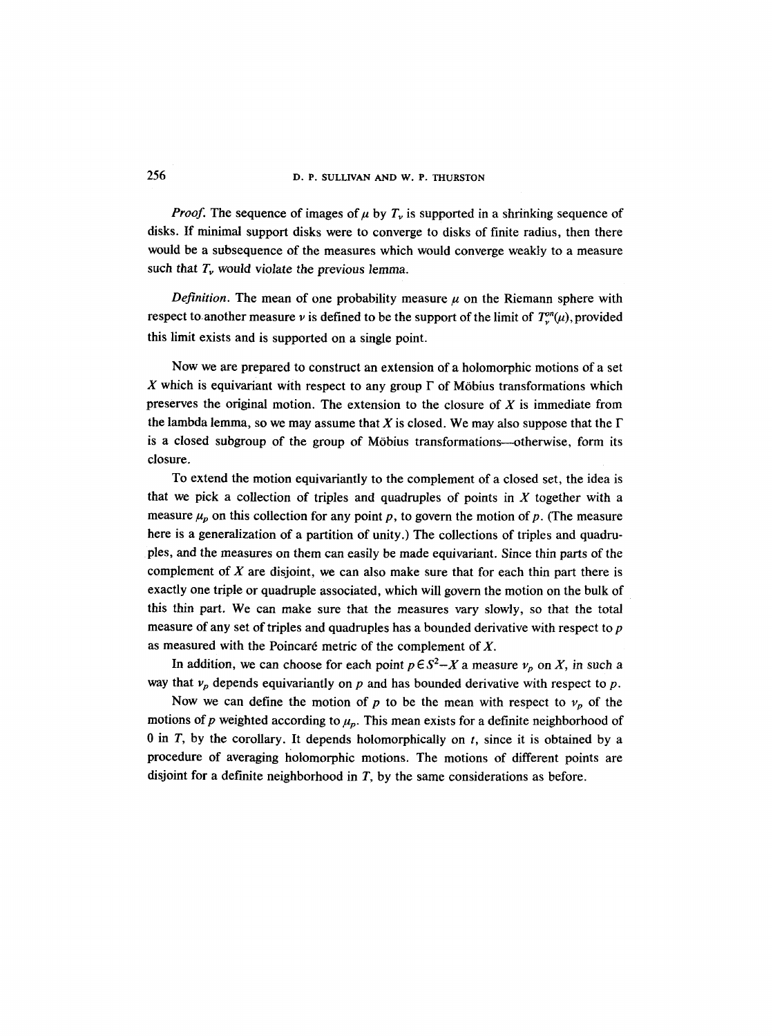*Proof.* The sequence of images of $\mu$ by $T_\nu$ is supported in a shrinking sequence of disks. If minimal support disks were to converge to disks of finite radius, then there would be a subsequence of the measures which would converge weakly to a measure such that $T_\nu$ would violate the previous lemma.

*Definition.* The mean of one probability measure $\mu$ on the Riemann sphere with respect to another measure $\nu$ is defined to be the support of the limit of $T_\nu^{on}(\mu)$, provided this limit exists and is supported on a single point.

Now we are prepared to construct an extension of a holomorphic motions of a set $X$ which is equivariant with respect to any group $\Gamma$ of Möbius transformations which preserves the original motion. The extension to the closure of $X$ is immediate from the lambda lemma, so we may assume that $X$ is closed. We may also suppose that the $\Gamma$ is a closed subgroup of the group of Möbius transformations—otherwise, form its closure.

To extend the motion equivariantly to the complement of a closed set, the idea is that we pick a collection of triples and quadruples of points in $X$ together with a measure $\mu_p$ on this collection for any point $p$, to govern the motion of $p$. (The measure here is a generalization of a partition of unity.) The collections of triples and quadruples, and the measures on them can easily be made equivariant. Since thin parts of the complement of $X$ are disjoint, we can also make sure that for each thin part there is exactly one triple or quadruple associated, which will govern the motion on the bulk of this thin part. We can make sure that the measures vary slowly, so that the total measure of any set of triples and quadruples has a bounded derivative with respect to $p$ as measured with the Poincaré metric of the complement of $X$.

In addition, we can choose for each point $p \in S^2 - X$ a measure $\nu_p$ on $X$, in such a way that $\nu_p$ depends equivariantly on $p$ and has bounded derivative with respect to $p$.

Now we can define the motion of $p$ to be the mean with respect to $\nu_p$ of the motions of $p$ weighted according to $\mu_p$. This mean exists for a definite neighborhood of 0 in $T$, by the corollary. It depends holomorphically on $t$, since it is obtained by a procedure of averaging holomorphic motions. The motions of different points are disjoint for a definite neighborhood in $T$, by the same considerations as before.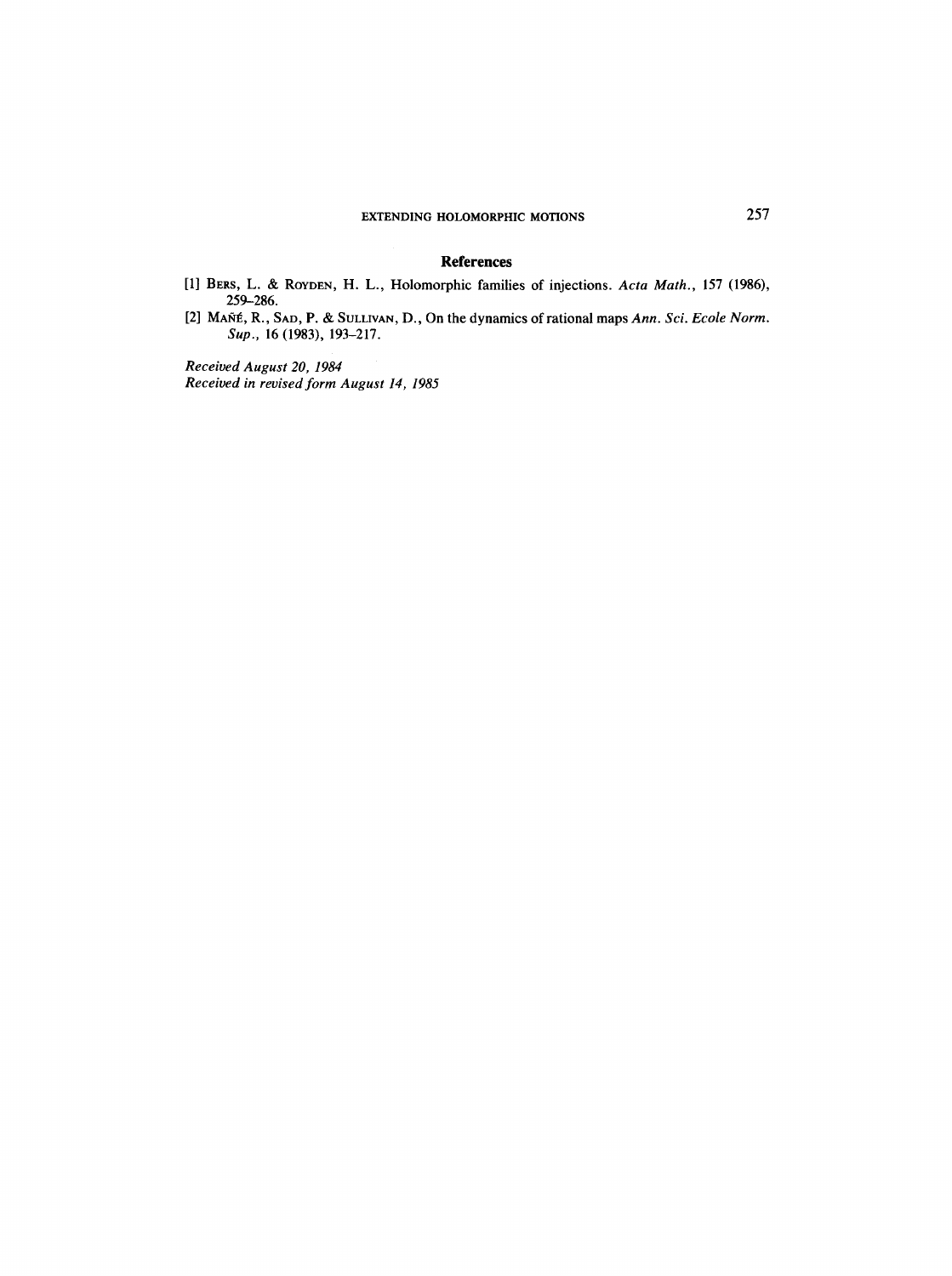## References

[1] Bers, L. & Royden, H. L., Holomorphic families of injections. *Acta Math.*, 157 (1986), 259–286.

[2] Mañé, R., Sad, P. & Sullivan, D., On the dynamics of rational maps *Ann. Sci. Ecole Norm. Sup.*, 16 (1983), 193–217.

*Received August 20, 1984*
*Received in revised form August 14, 1985*